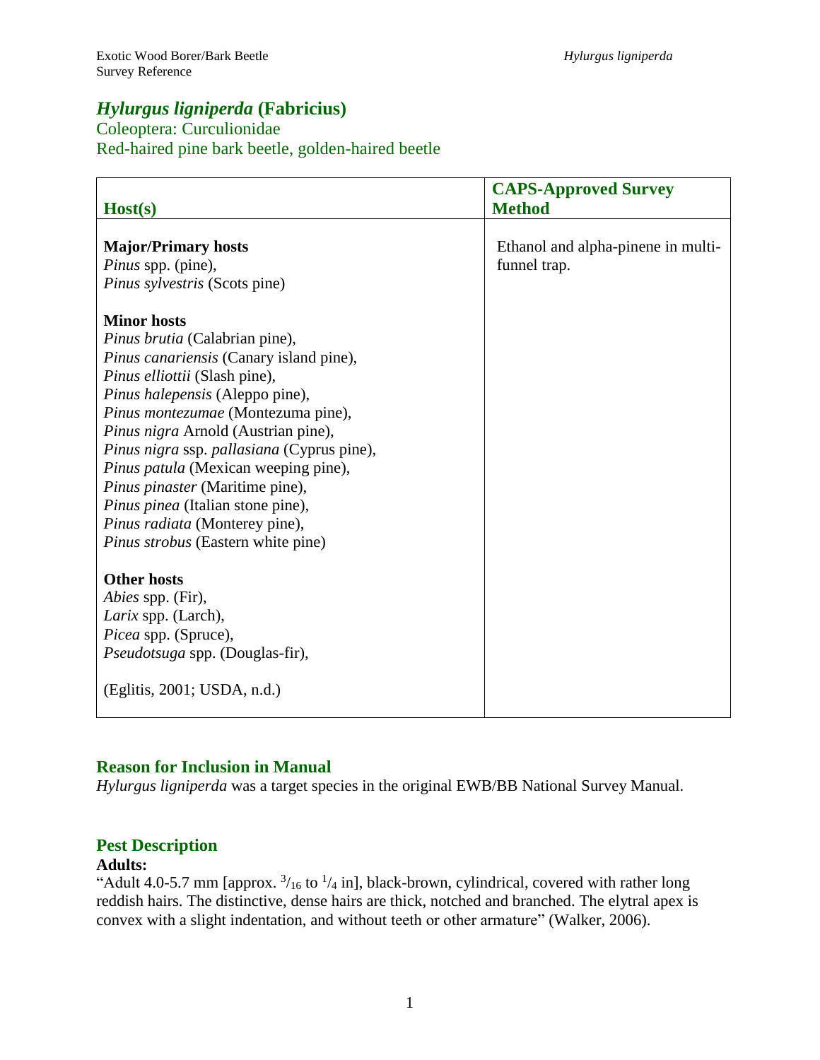# *Hylurgus ligniperda* (Fabricius)

Coleoptera: Curculionidae
Red-haired pine bark beetle, golden-haired beetle

| Host(s) | CAPS-Approved Survey Method |
|---|---|
| **Major/Primary hosts**<br>*Pinus* spp. (pine),<br>*Pinus sylvestris* (Scots pine)<br><br>**Minor hosts**<br>*Pinus brutia* (Calabrian pine),<br>*Pinus canariensis* (Canary island pine),<br>*Pinus elliottii* (Slash pine),<br>*Pinus halepensis* (Aleppo pine),<br>*Pinus montezumae* (Montezuma pine),<br>*Pinus nigra* Arnold (Austrian pine),<br>*Pinus nigra* ssp. *pallasiana* (Cyprus pine),<br>*Pinus patula* (Mexican weeping pine),<br>*Pinus pinaster* (Maritime pine),<br>*Pinus pinea* (Italian stone pine),<br>*Pinus radiata* (Monterey pine),<br>*Pinus strobus* (Eastern white pine)<br><br>**Other hosts**<br>*Abies* spp. (Fir),<br>*Larix* spp. (Larch),<br>*Picea* spp. (Spruce),<br>*Pseudotsuga* spp. (Douglas-fir),<br><br>(Eglitis, 2001; USDA, n.d.) | Ethanol and alpha-pinene in multi-funnel trap. |

## Reason for Inclusion in Manual

*Hylurgus ligniperda* was a target species in the original EWB/BB National Survey Manual.

## Pest Description

**Adults:**

"Adult 4.0-5.7 mm [approx. $^{3}/_{16}$ to $^{1}/_{4}$ in], black-brown, cylindrical, covered with rather long reddish hairs. The distinctive, dense hairs are thick, notched and branched. The elytral apex is convex with a slight indentation, and without teeth or other armature" (Walker, 2006).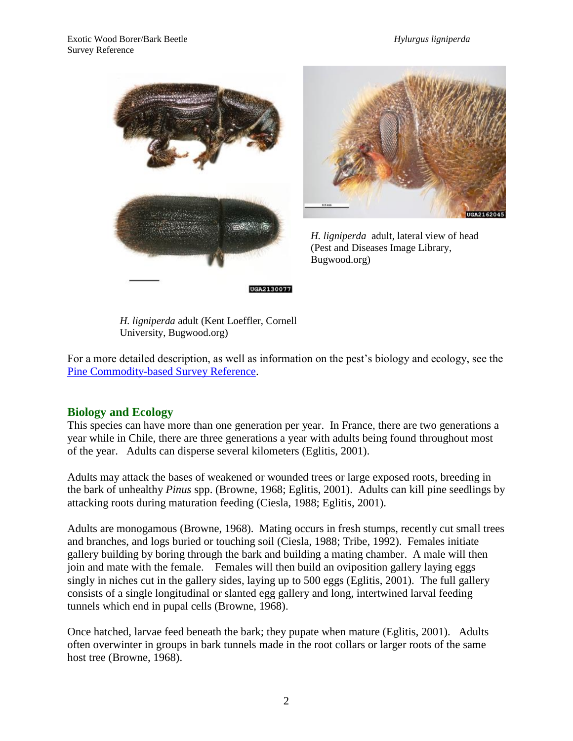*H. ligniperda* adult, lateral view of head (Pest and Diseases Image Library, Bugwood.org)

*H. ligniperda* adult (Kent Loeffler, Cornell University, Bugwood.org)

For a more detailed description, as well as information on the pest's biology and ecology, see the [Pine Commodity-based Survey Reference](Pine Commodity-based Survey Reference).

## Biology and Ecology

This species can have more than one generation per year. In France, there are two generations a year while in Chile, there are three generations a year with adults being found throughout most of the year. Adults can disperse several kilometers (Eglitis, 2001).

Adults may attack the bases of weakened or wounded trees or large exposed roots, breeding in the bark of unhealthy *Pinus* spp. (Browne, 1968; Eglitis, 2001). Adults can kill pine seedlings by attacking roots during maturation feeding (Ciesla, 1988; Eglitis, 2001).

Adults are monogamous (Browne, 1968). Mating occurs in fresh stumps, recently cut small trees and branches, and logs buried or touching soil (Ciesla, 1988; Tribe, 1992). Females initiate gallery building by boring through the bark and building a mating chamber. A male will then join and mate with the female. Females will then build an oviposition gallery laying eggs singly in niches cut in the gallery sides, laying up to 500 eggs (Eglitis, 2001). The full gallery consists of a single longitudinal or slanted egg gallery and long, intertwined larval feeding tunnels which end in pupal cells (Browne, 1968).

Once hatched, larvae feed beneath the bark; they pupate when mature (Eglitis, 2001). Adults often overwinter in groups in bark tunnels made in the root collars or larger roots of the same host tree (Browne, 1968).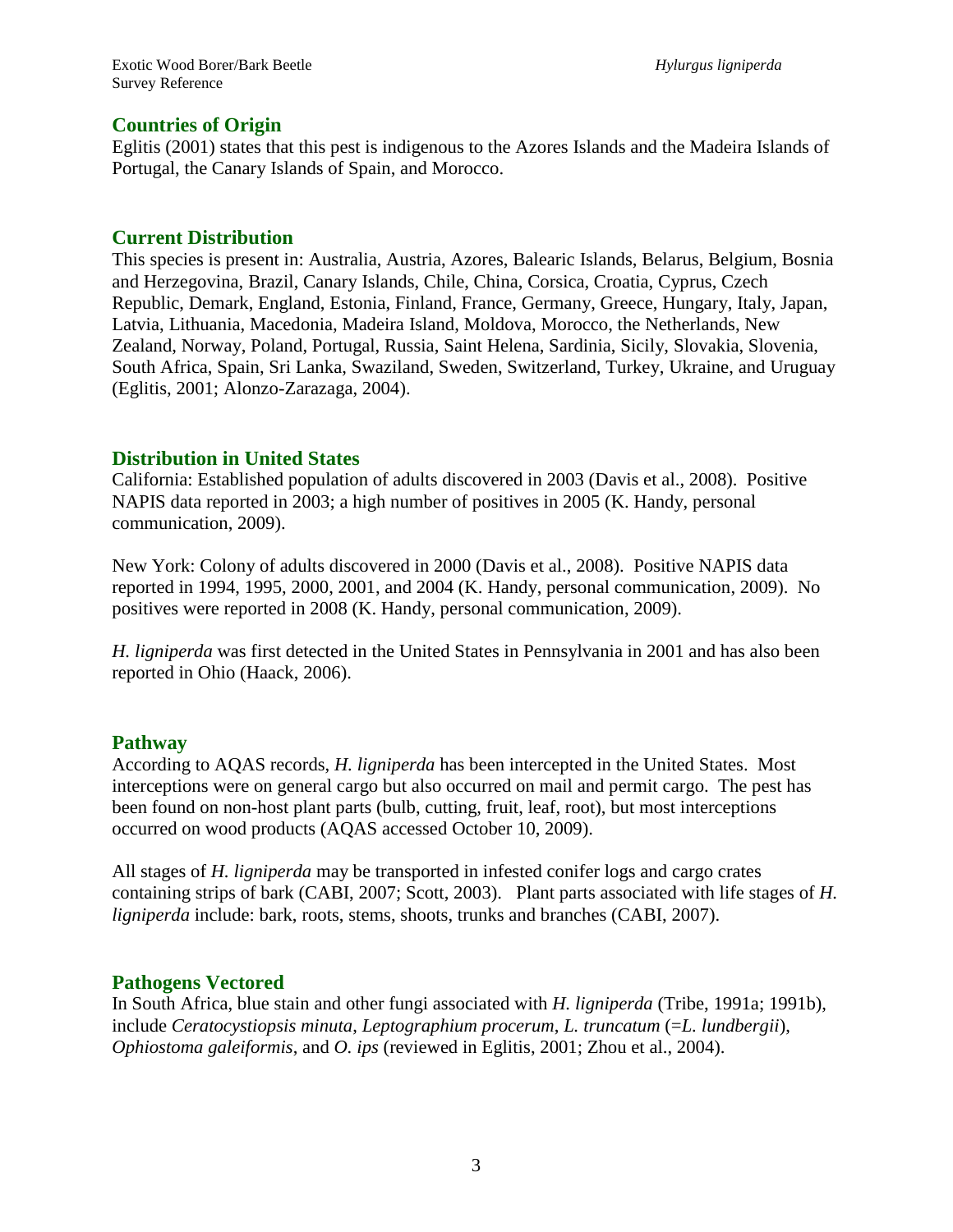## Countries of Origin

Eglitis (2001) states that this pest is indigenous to the Azores Islands and the Madeira Islands of Portugal, the Canary Islands of Spain, and Morocco.

## Current Distribution

This species is present in: Australia, Austria, Azores, Balearic Islands, Belarus, Belgium, Bosnia and Herzegovina, Brazil, Canary Islands, Chile, China, Corsica, Croatia, Cyprus, Czech Republic, Demark, England, Estonia, Finland, France, Germany, Greece, Hungary, Italy, Japan, Latvia, Lithuania, Macedonia, Madeira Island, Moldova, Morocco, the Netherlands, New Zealand, Norway, Poland, Portugal, Russia, Saint Helena, Sardinia, Sicily, Slovakia, Slovenia, South Africa, Spain, Sri Lanka, Swaziland, Sweden, Switzerland, Turkey, Ukraine, and Uruguay (Eglitis, 2001; Alonzo-Zarazaga, 2004).

## Distribution in United States

California: Established population of adults discovered in 2003 (Davis et al., 2008). Positive NAPIS data reported in 2003; a high number of positives in 2005 (K. Handy, personal communication, 2009).

New York: Colony of adults discovered in 2000 (Davis et al., 2008). Positive NAPIS data reported in 1994, 1995, 2000, 2001, and 2004 (K. Handy, personal communication, 2009). No positives were reported in 2008 (K. Handy, personal communication, 2009).

*H. ligniperda* was first detected in the United States in Pennsylvania in 2001 and has also been reported in Ohio (Haack, 2006).

## Pathway

According to AQAS records, *H. ligniperda* has been intercepted in the United States. Most interceptions were on general cargo but also occurred on mail and permit cargo. The pest has been found on non-host plant parts (bulb, cutting, fruit, leaf, root), but most interceptions occurred on wood products (AQAS accessed October 10, 2009).

All stages of *H. ligniperda* may be transported in infested conifer logs and cargo crates containing strips of bark (CABI, 2007; Scott, 2003). Plant parts associated with life stages of *H. ligniperda* include: bark, roots, stems, shoots, trunks and branches (CABI, 2007).

## Pathogens Vectored

In South Africa, blue stain and other fungi associated with *H. ligniperda* (Tribe, 1991a; 1991b), include *Ceratocystiopsis minuta*, *Leptographium procerum*, *L. truncatum* (=*L. lundbergii*), *Ophiostoma galeiformis*, and *O. ips* (reviewed in Eglitis, 2001; Zhou et al., 2004).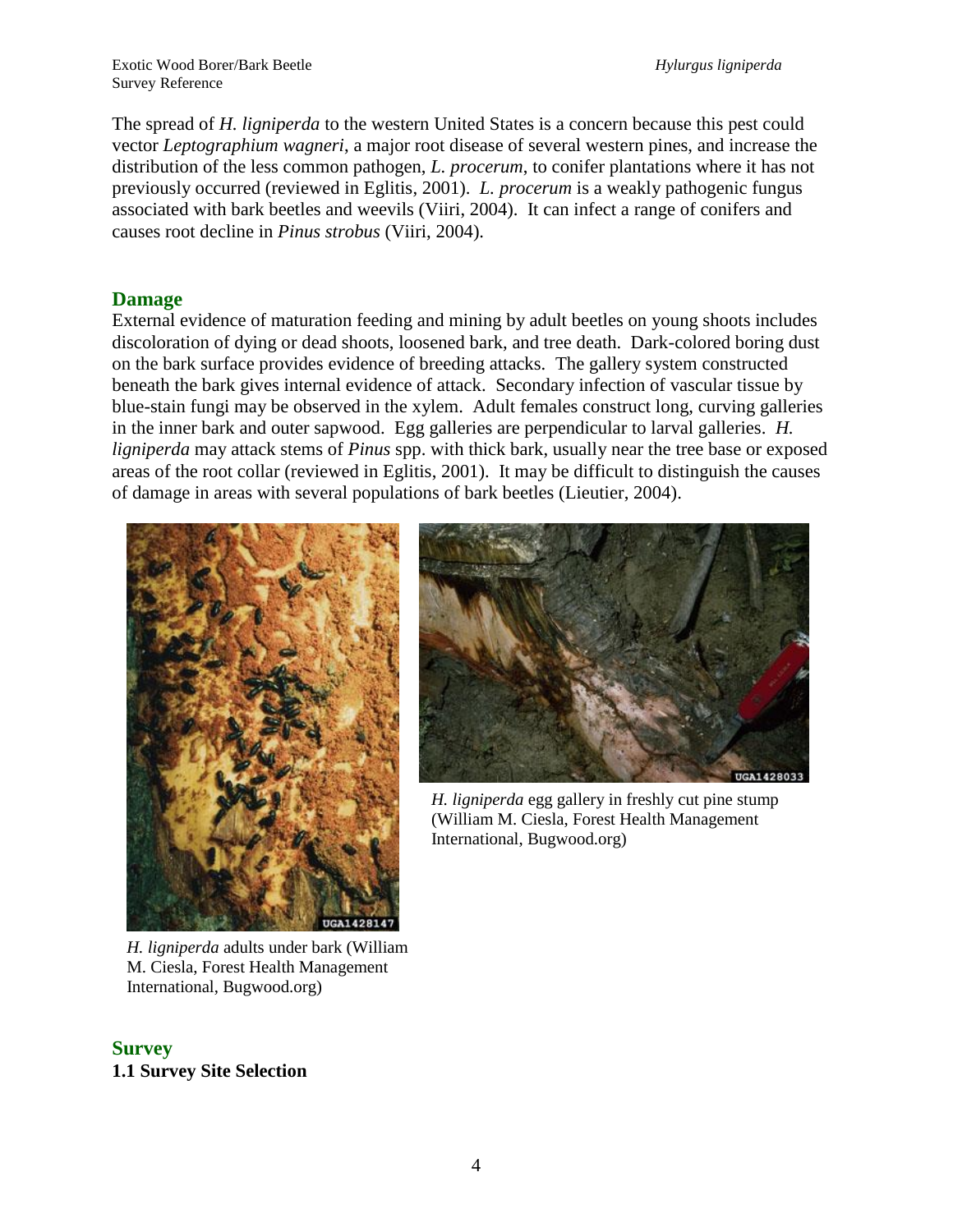The spread of *H. ligniperda* to the western United States is a concern because this pest could vector *Leptographium wagneri*, a major root disease of several western pines, and increase the distribution of the less common pathogen, *L. procerum*, to conifer plantations where it has not previously occurred (reviewed in Eglitis, 2001). *L. procerum* is a weakly pathogenic fungus associated with bark beetles and weevils (Viiri, 2004). It can infect a range of conifers and causes root decline in *Pinus strobus* (Viiri, 2004).

## Damage

External evidence of maturation feeding and mining by adult beetles on young shoots includes discoloration of dying or dead shoots, loosened bark, and tree death. Dark-colored boring dust on the bark surface provides evidence of breeding attacks. The gallery system constructed beneath the bark gives internal evidence of attack. Secondary infection of vascular tissue by blue-stain fungi may be observed in the xylem. Adult females construct long, curving galleries in the inner bark and outer sapwood. Egg galleries are perpendicular to larval galleries. *H. ligniperda* may attack stems of *Pinus* spp. with thick bark, usually near the tree base or exposed areas of the root collar (reviewed in Eglitis, 2001). It may be difficult to distinguish the causes of damage in areas with several populations of bark beetles (Lieutier, 2004).

*H. ligniperda* adults under bark (William M. Ciesla, Forest Health Management International, Bugwood.org)

*H. ligniperda* egg gallery in freshly cut pine stump (William M. Ciesla, Forest Health Management International, Bugwood.org)

## Survey

**1.1 Survey Site Selection**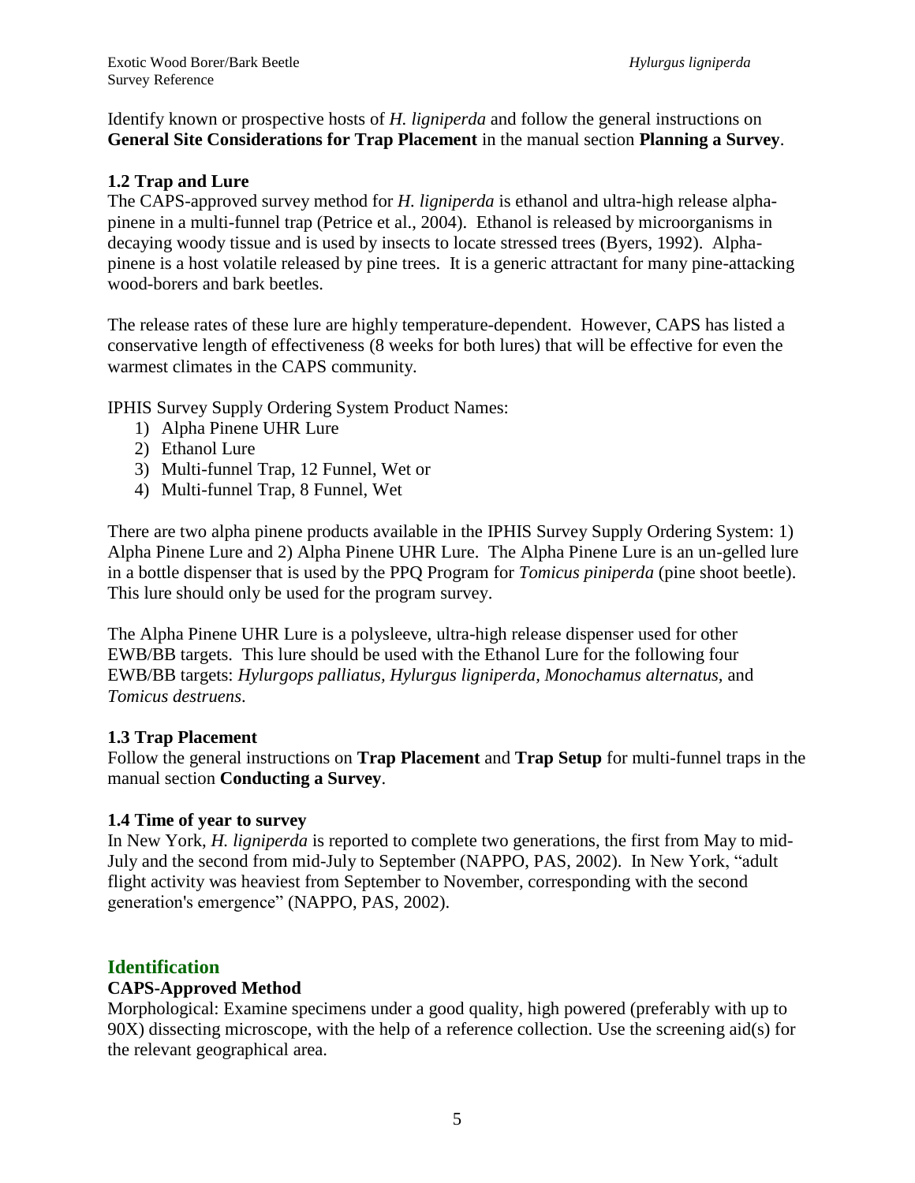Identify known or prospective hosts of *H. ligniperda* and follow the general instructions on **General Site Considerations for Trap Placement** in the manual section **Planning a Survey**.

### 1.2 Trap and Lure

The CAPS-approved survey method for *H. ligniperda* is ethanol and ultra-high release alpha-pinene in a multi-funnel trap (Petrice et al., 2004). Ethanol is released by microorganisms in decaying woody tissue and is used by insects to locate stressed trees (Byers, 1992). Alpha-pinene is a host volatile released by pine trees. It is a generic attractant for many pine-attacking wood-borers and bark beetles.

The release rates of these lure are highly temperature-dependent. However, CAPS has listed a conservative length of effectiveness (8 weeks for both lures) that will be effective for even the warmest climates in the CAPS community.

IPHIS Survey Supply Ordering System Product Names:

1) Alpha Pinene UHR Lure
2) Ethanol Lure
3) Multi-funnel Trap, 12 Funnel, Wet or
4) Multi-funnel Trap, 8 Funnel, Wet

There are two alpha pinene products available in the IPHIS Survey Supply Ordering System: 1) Alpha Pinene Lure and 2) Alpha Pinene UHR Lure. The Alpha Pinene Lure is an un-gelled lure in a bottle dispenser that is used by the PPQ Program for *Tomicus piniperda* (pine shoot beetle). This lure should only be used for the program survey.

The Alpha Pinene UHR Lure is a polysleeve, ultra-high release dispenser used for other EWB/BB targets. This lure should be used with the Ethanol Lure for the following four EWB/BB targets: *Hylurgops palliatus, Hylurgus ligniperda, Monochamus alternatus,* and *Tomicus destruens*.

### 1.3 Trap Placement

Follow the general instructions on **Trap Placement** and **Trap Setup** for multi-funnel traps in the manual section **Conducting a Survey**.

### 1.4 Time of year to survey

In New York, *H. ligniperda* is reported to complete two generations, the first from May to mid-July and the second from mid-July to September (NAPPO, PAS, 2002). In New York, "adult flight activity was heaviest from September to November, corresponding with the second generation's emergence" (NAPPO, PAS, 2002).

## Identification

### CAPS-Approved Method

Morphological: Examine specimens under a good quality, high powered (preferably with up to 90X) dissecting microscope, with the help of a reference collection. Use the screening aid(s) for the relevant geographical area.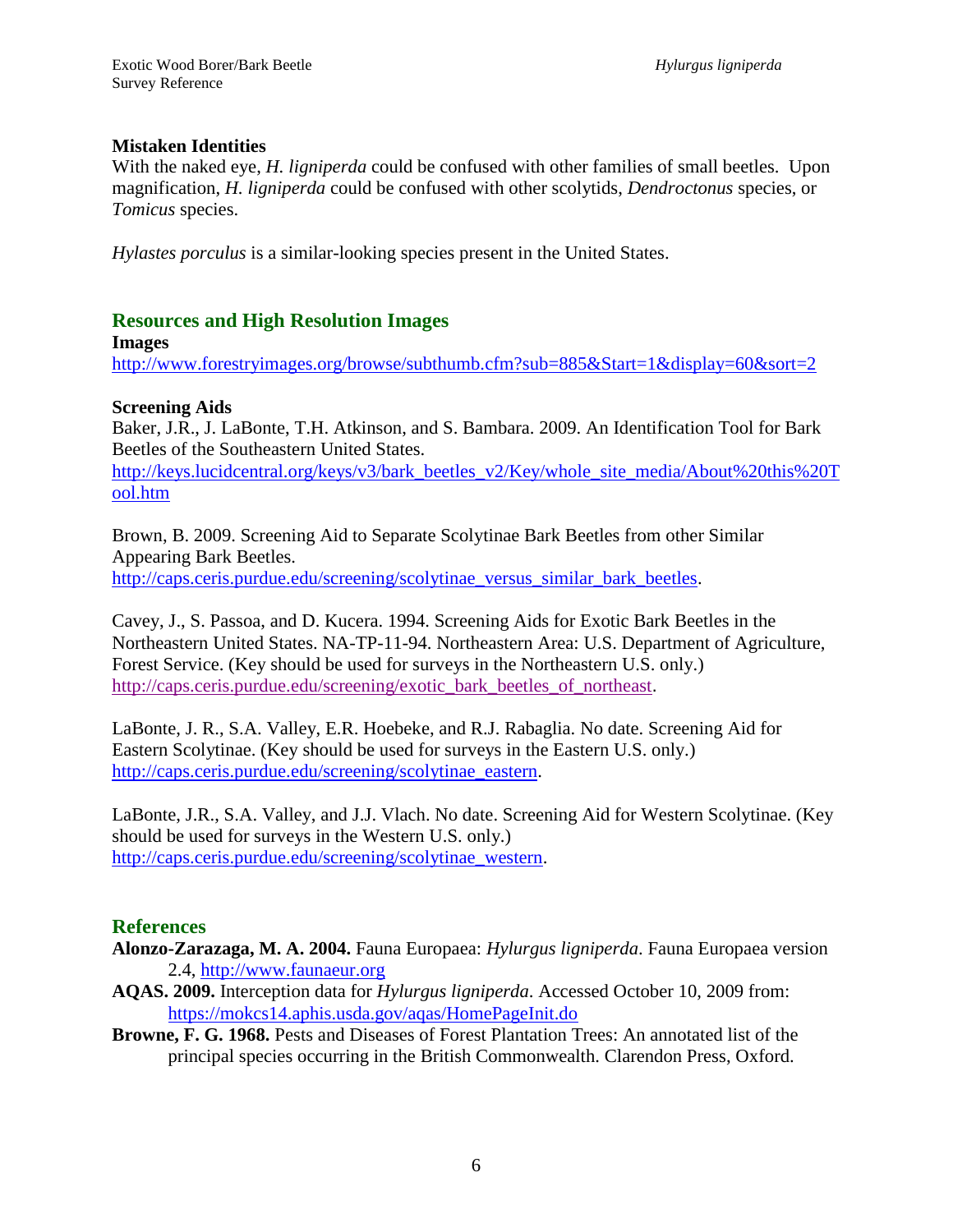### Mistaken Identities

With the naked eye, *H. ligniperda* could be confused with other families of small beetles. Upon magnification, *H. ligniperda* could be confused with other scolytids, *Dendroctonus* species, or *Tomicus* species.

*Hylastes porculus* is a similar-looking species present in the United States.

## Resources and High Resolution Images

### Images

http://www.forestryimages.org/browse/subthumb.cfm?sub=885&Start=1&display=60&sort=2

### Screening Aids

Baker, J.R., J. LaBonte, T.H. Atkinson, and S. Bambara. 2009. An Identification Tool for Bark Beetles of the Southeastern United States.
http://keys.lucidcentral.org/keys/v3/bark_beetles_v2/Key/whole_site_media/About%20this%20Tool.htm

Brown, B. 2009. Screening Aid to Separate Scolytinae Bark Beetles from other Similar Appearing Bark Beetles.
http://caps.ceris.purdue.edu/screening/scolytinae_versus_similar_bark_beetles.

Cavey, J., S. Passoa, and D. Kucera. 1994. Screening Aids for Exotic Bark Beetles in the Northeastern United States. NA-TP-11-94. Northeastern Area: U.S. Department of Agriculture, Forest Service. (Key should be used for surveys in the Northeastern U.S. only.)
http://caps.ceris.purdue.edu/screening/exotic_bark_beetles_of_northeast.

LaBonte, J. R., S.A. Valley, E.R. Hoebeke, and R.J. Rabaglia. No date. Screening Aid for Eastern Scolytinae. (Key should be used for surveys in the Eastern U.S. only.)
http://caps.ceris.purdue.edu/screening/scolytinae_eastern.

LaBonte, J.R., S.A. Valley, and J.J. Vlach. No date. Screening Aid for Western Scolytinae. (Key should be used for surveys in the Western U.S. only.)
http://caps.ceris.purdue.edu/screening/scolytinae_western.

## References

**Alonzo-Zarazaga, M. A. 2004.** Fauna Europaea: *Hylurgus ligniperda*. Fauna Europaea version 2.4, http://www.faunaeur.org

**AQAS. 2009.** Interception data for *Hylurgus ligniperda*. Accessed October 10, 2009 from: https://mokcs14.aphis.usda.gov/aqas/HomePageInit.do

**Browne, F. G. 1968.** Pests and Diseases of Forest Plantation Trees: An annotated list of the principal species occurring in the British Commonwealth. Clarendon Press, Oxford.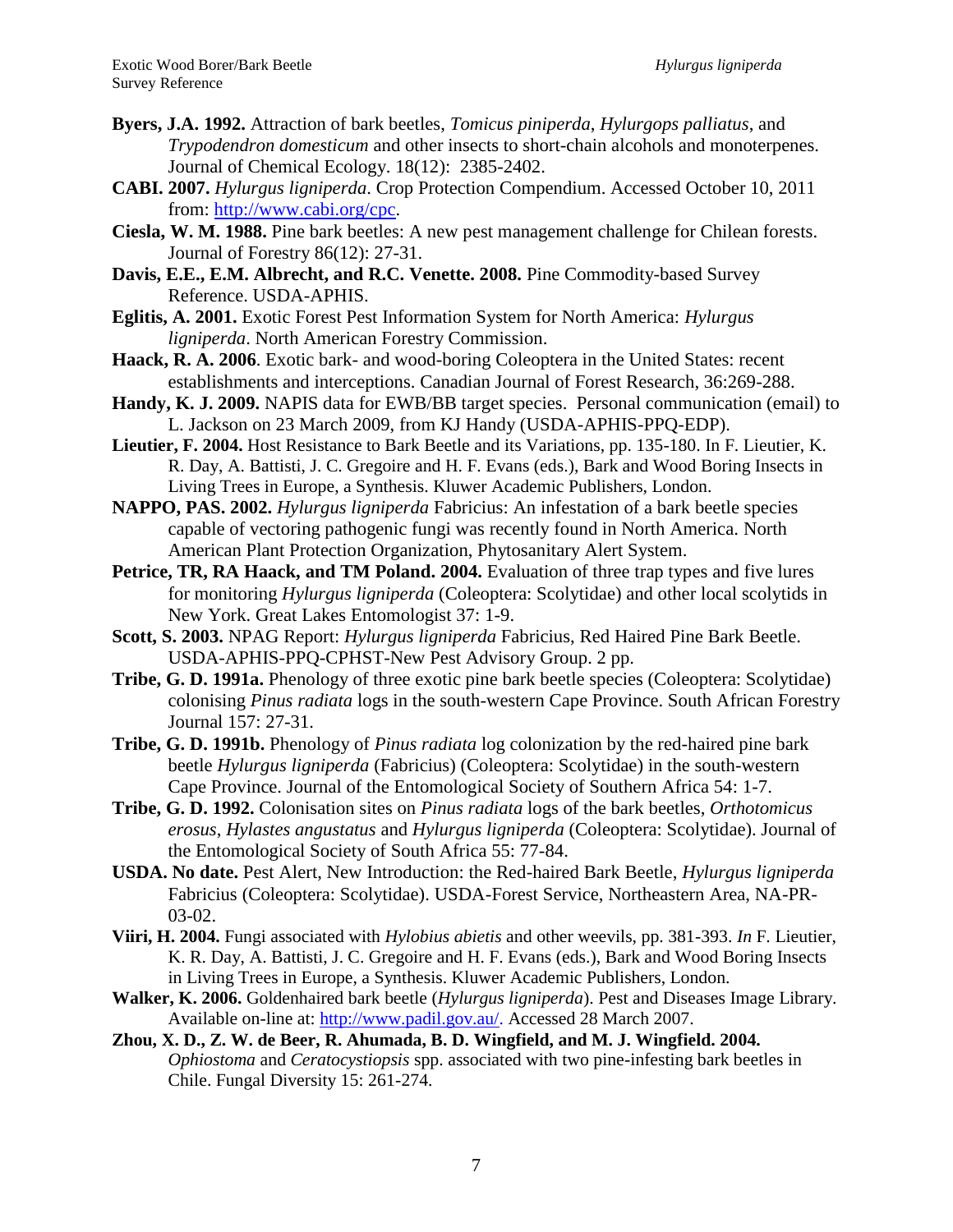**Byers, J.A. 1992.** Attraction of bark beetles, *Tomicus piniperda*, *Hylurgops palliatus*, and *Trypodendron domesticum* and other insects to short-chain alcohols and monoterpenes. Journal of Chemical Ecology. 18(12): 2385-2402.

**CABI. 2007.** *Hylurgus ligniperda*. Crop Protection Compendium. Accessed October 10, 2011 from: http://www.cabi.org/cpc.

**Ciesla, W. M. 1988.** Pine bark beetles: A new pest management challenge for Chilean forests. Journal of Forestry 86(12): 27-31.

**Davis, E.E., E.M. Albrecht, and R.C. Venette. 2008.** Pine Commodity-based Survey Reference. USDA-APHIS.

**Eglitis, A. 2001.** Exotic Forest Pest Information System for North America: *Hylurgus ligniperda*. North American Forestry Commission.

**Haack, R. A. 2006**. Exotic bark- and wood-boring Coleoptera in the United States: recent establishments and interceptions. Canadian Journal of Forest Research, 36:269-288.

**Handy, K. J. 2009.** NAPIS data for EWB/BB target species. Personal communication (email) to L. Jackson on 23 March 2009, from KJ Handy (USDA-APHIS-PPQ-EDP).

**Lieutier, F. 2004.** Host Resistance to Bark Beetle and its Variations, pp. 135-180. In F. Lieutier, K. R. Day, A. Battisti, J. C. Gregoire and H. F. Evans (eds.), Bark and Wood Boring Insects in Living Trees in Europe, a Synthesis. Kluwer Academic Publishers, London.

**NAPPO, PAS. 2002.** *Hylurgus ligniperda* Fabricius: An infestation of a bark beetle species capable of vectoring pathogenic fungi was recently found in North America. North American Plant Protection Organization, Phytosanitary Alert System.

**Petrice, TR, RA Haack, and TM Poland. 2004.** Evaluation of three trap types and five lures for monitoring *Hylurgus ligniperda* (Coleoptera: Scolytidae) and other local scolytids in New York. Great Lakes Entomologist 37: 1-9.

**Scott, S. 2003.** NPAG Report: *Hylurgus ligniperda* Fabricius, Red Haired Pine Bark Beetle. USDA-APHIS-PPQ-CPHST-New Pest Advisory Group. 2 pp.

**Tribe, G. D. 1991a.** Phenology of three exotic pine bark beetle species (Coleoptera: Scolytidae) colonising *Pinus radiata* logs in the south-western Cape Province. South African Forestry Journal 157: 27-31.

**Tribe, G. D. 1991b.** Phenology of *Pinus radiata* log colonization by the red-haired pine bark beetle *Hylurgus ligniperda* (Fabricius) (Coleoptera: Scolytidae) in the south-western Cape Province. Journal of the Entomological Society of Southern Africa 54: 1-7.

**Tribe, G. D. 1992.** Colonisation sites on *Pinus radiata* logs of the bark beetles, *Orthotomicus erosus*, *Hylastes angustatus* and *Hylurgus ligniperda* (Coleoptera: Scolytidae). Journal of the Entomological Society of South Africa 55: 77-84.

**USDA. No date.** Pest Alert, New Introduction: the Red-haired Bark Beetle, *Hylurgus ligniperda* Fabricius (Coleoptera: Scolytidae). USDA-Forest Service, Northeastern Area, NA-PR-03-02.

**Viiri, H. 2004.** Fungi associated with *Hylobius abietis* and other weevils, pp. 381-393. *In* F. Lieutier, K. R. Day, A. Battisti, J. C. Gregoire and H. F. Evans (eds.), Bark and Wood Boring Insects in Living Trees in Europe, a Synthesis. Kluwer Academic Publishers, London.

**Walker, K. 2006.** Goldenhaired bark beetle (*Hylurgus ligniperda*). Pest and Diseases Image Library. Available on-line at: http://www.padil.gov.au/. Accessed 28 March 2007.

**Zhou, X. D., Z. W. de Beer, R. Ahumada, B. D. Wingfield, and M. J. Wingfield. 2004.** *Ophiostoma* and *Ceratocystiopsis* spp. associated with two pine-infesting bark beetles in Chile. Fungal Diversity 15: 261-274.